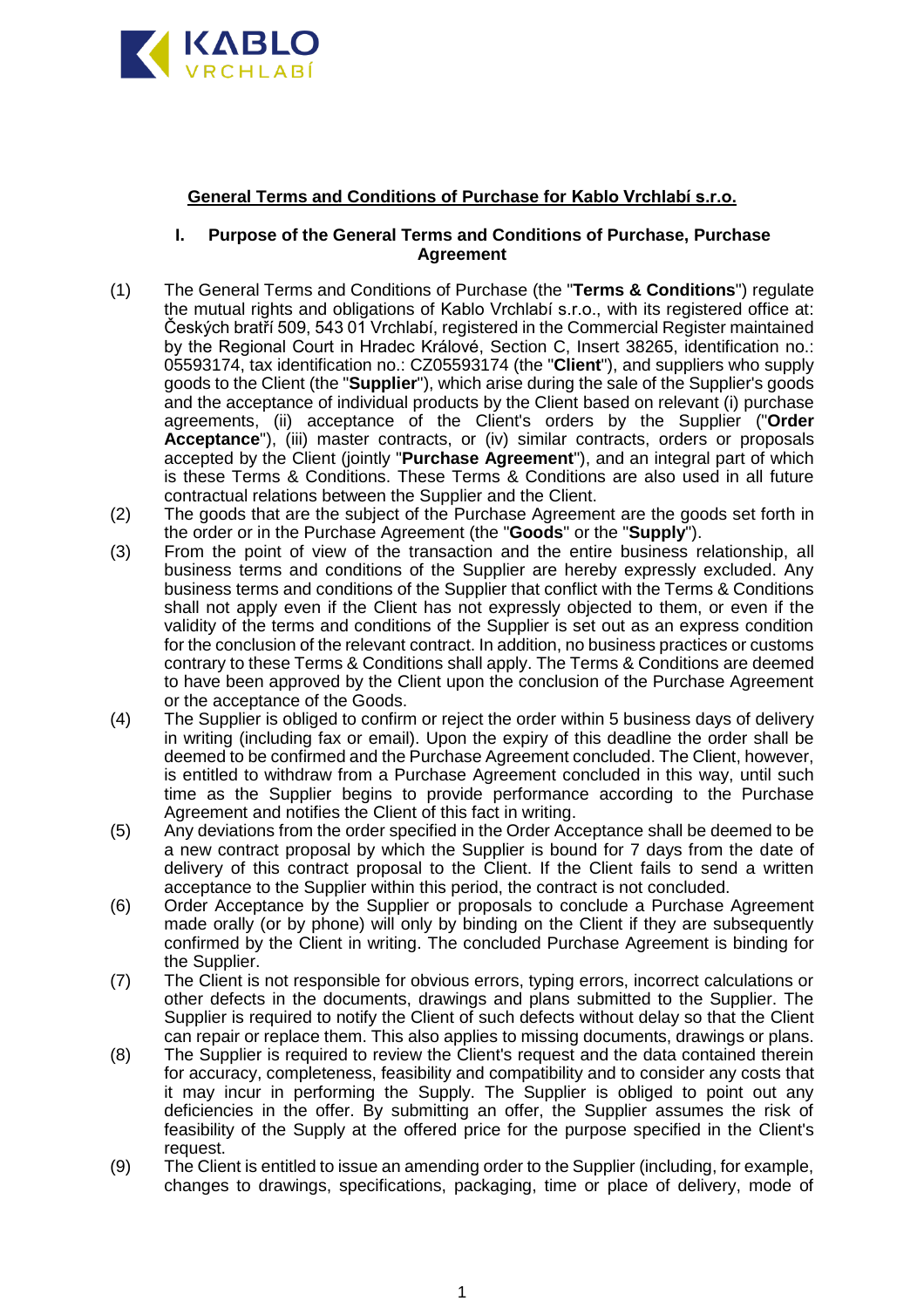**General Terms and Conditions of Purchase for Kablo Vrchlabí s.r.o.**

## I. Purpose of the General Terms and Conditions of Purchase, Purchase Agreement

(1) The General Terms and Conditions of Purchase (the "**Terms & Conditions**") regulate the mutual rights and obligations of Kablo Vrchlabí s.r.o., with its registered office at: Českých bratří 509, 543 01 Vrchlabí, registered in the Commercial Register maintained by the Regional Court in Hradec Králové, Section C, Insert 38265, identification no.: 05593174, tax identification no.: CZ05593174 (the "**Client**"), and suppliers who supply goods to the Client (the "**Supplier**"), which arise during the sale of the Supplier's goods and the acceptance of individual products by the Client based on relevant (i) purchase agreements, (ii) acceptance of the Client's orders by the Supplier ("**Order Acceptance**"), (iii) master contracts, or (iv) similar contracts, orders or proposals accepted by the Client (jointly "**Purchase Agreement**"), and an integral part of which is these Terms & Conditions. These Terms & Conditions are also used in all future contractual relations between the Supplier and the Client.

(2) The goods that are the subject of the Purchase Agreement are the goods set forth in the order or in the Purchase Agreement (the "**Goods**" or the "**Supply**").

(3) From the point of view of the transaction and the entire business relationship, all business terms and conditions of the Supplier are hereby expressly excluded. Any business terms and conditions of the Supplier that conflict with the Terms & Conditions shall not apply even if the Client has not expressly objected to them, or even if the validity of the terms and conditions of the Supplier is set out as an express condition for the conclusion of the relevant contract. In addition, no business practices or customs contrary to these Terms & Conditions shall apply. The Terms & Conditions are deemed to have been approved by the Client upon the conclusion of the Purchase Agreement or the acceptance of the Goods.

(4) The Supplier is obliged to confirm or reject the order within 5 business days of delivery in writing (including fax or email). Upon the expiry of this deadline the order shall be deemed to be confirmed and the Purchase Agreement concluded. The Client, however, is entitled to withdraw from a Purchase Agreement concluded in this way, until such time as the Supplier begins to provide performance according to the Purchase Agreement and notifies the Client of this fact in writing.

(5) Any deviations from the order specified in the Order Acceptance shall be deemed to be a new contract proposal by which the Supplier is bound for 7 days from the date of delivery of this contract proposal to the Client. If the Client fails to send a written acceptance to the Supplier within this period, the contract is not concluded.

(6) Order Acceptance by the Supplier or proposals to conclude a Purchase Agreement made orally (or by phone) will only by binding on the Client if they are subsequently confirmed by the Client in writing. The concluded Purchase Agreement is binding for the Supplier.

(7) The Client is not responsible for obvious errors, typing errors, incorrect calculations or other defects in the documents, drawings and plans submitted to the Supplier. The Supplier is required to notify the Client of such defects without delay so that the Client can repair or replace them. This also applies to missing documents, drawings or plans.

(8) The Supplier is required to review the Client's request and the data contained therein for accuracy, completeness, feasibility and compatibility and to consider any costs that it may incur in performing the Supply. The Supplier is obliged to point out any deficiencies in the offer. By submitting an offer, the Supplier assumes the risk of feasibility of the Supply at the offered price for the purpose specified in the Client's request.

(9) The Client is entitled to issue an amending order to the Supplier (including, for example, changes to drawings, specifications, packaging, time or place of delivery, mode of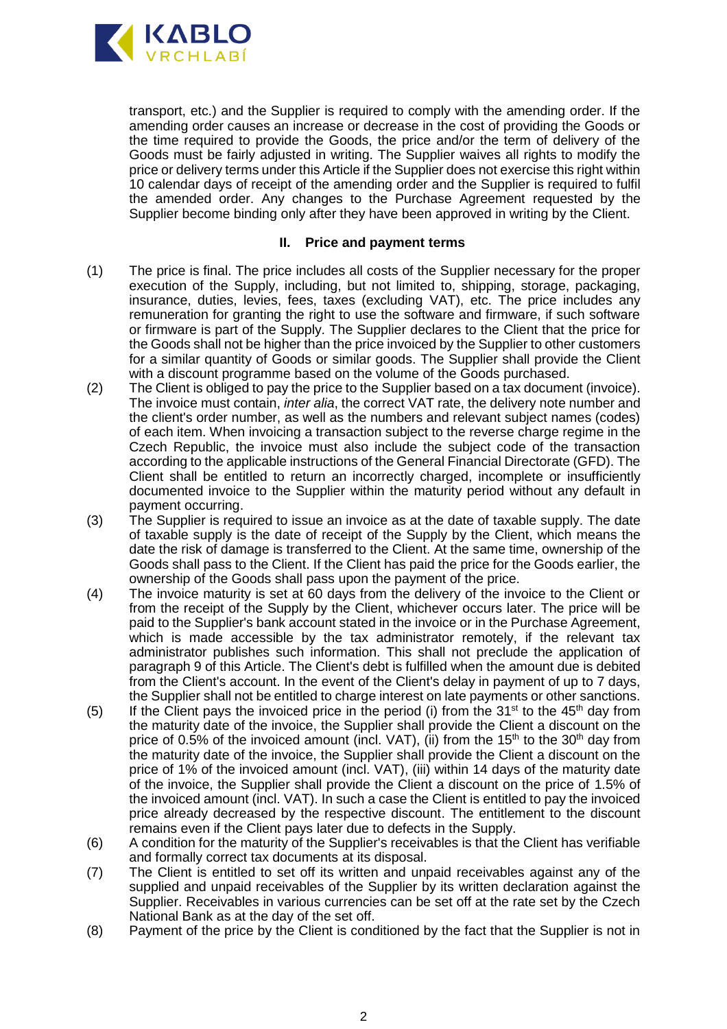transport, etc.) and the Supplier is required to comply with the amending order. If the amending order causes an increase or decrease in the cost of providing the Goods or the time required to provide the Goods, the price and/or the term of delivery of the Goods must be fairly adjusted in writing. The Supplier waives all rights to modify the price or delivery terms under this Article if the Supplier does not exercise this right within 10 calendar days of receipt of the amending order and the Supplier is required to fulfil the amended order. Any changes to the Purchase Agreement requested by the Supplier become binding only after they have been approved in writing by the Client.

## II. Price and payment terms

(1) The price is final. The price includes all costs of the Supplier necessary for the proper execution of the Supply, including, but not limited to, shipping, storage, packaging, insurance, duties, levies, fees, taxes (excluding VAT), etc. The price includes any remuneration for granting the right to use the software and firmware, if such software or firmware is part of the Supply. The Supplier declares to the Client that the price for the Goods shall not be higher than the price invoiced by the Supplier to other customers for a similar quantity of Goods or similar goods. The Supplier shall provide the Client with a discount programme based on the volume of the Goods purchased.

(2) The Client is obliged to pay the price to the Supplier based on a tax document (invoice). The invoice must contain, *inter alia*, the correct VAT rate, the delivery note number and the client's order number, as well as the numbers and relevant subject names (codes) of each item. When invoicing a transaction subject to the reverse charge regime in the Czech Republic, the invoice must also include the subject code of the transaction according to the applicable instructions of the General Financial Directorate (GFD). The Client shall be entitled to return an incorrectly charged, incomplete or insufficiently documented invoice to the Supplier within the maturity period without any default in payment occurring.

(3) The Supplier is required to issue an invoice as at the date of taxable supply. The date of taxable supply is the date of receipt of the Supply by the Client, which means the date the risk of damage is transferred to the Client. At the same time, ownership of the Goods shall pass to the Client. If the Client has paid the price for the Goods earlier, the ownership of the Goods shall pass upon the payment of the price.

(4) The invoice maturity is set at 60 days from the delivery of the invoice to the Client or from the receipt of the Supply by the Client, whichever occurs later. The price will be paid to the Supplier's bank account stated in the invoice or in the Purchase Agreement, which is made accessible by the tax administrator remotely, if the relevant tax administrator publishes such information. This shall not preclude the application of paragraph 9 of this Article. The Client's debt is fulfilled when the amount due is debited from the Client's account. In the event of the Client's delay in payment of up to 7 days, the Supplier shall not be entitled to charge interest on late payments or other sanctions.

(5) If the Client pays the invoiced price in the period (i) from the 31st to the 45th day from the maturity date of the invoice, the Supplier shall provide the Client a discount on the price of 0.5% of the invoiced amount (incl. VAT), (ii) from the 15th to the 30th day from the maturity date of the invoice, the Supplier shall provide the Client a discount on the price of 1% of the invoiced amount (incl. VAT), (iii) within 14 days of the maturity date of the invoice, the Supplier shall provide the Client a discount on the price of 1.5% of the invoiced amount (incl. VAT). In such a case the Client is entitled to pay the invoiced price already decreased by the respective discount. The entitlement to the discount remains even if the Client pays later due to defects in the Supply.

(6) A condition for the maturity of the Supplier's receivables is that the Client has verifiable and formally correct tax documents at its disposal.

(7) The Client is entitled to set off its written and unpaid receivables against any of the supplied and unpaid receivables of the Supplier by its written declaration against the Supplier. Receivables in various currencies can be set off at the rate set by the Czech National Bank as at the day of the set off.

(8) Payment of the price by the Client is conditioned by the fact that the Supplier is not in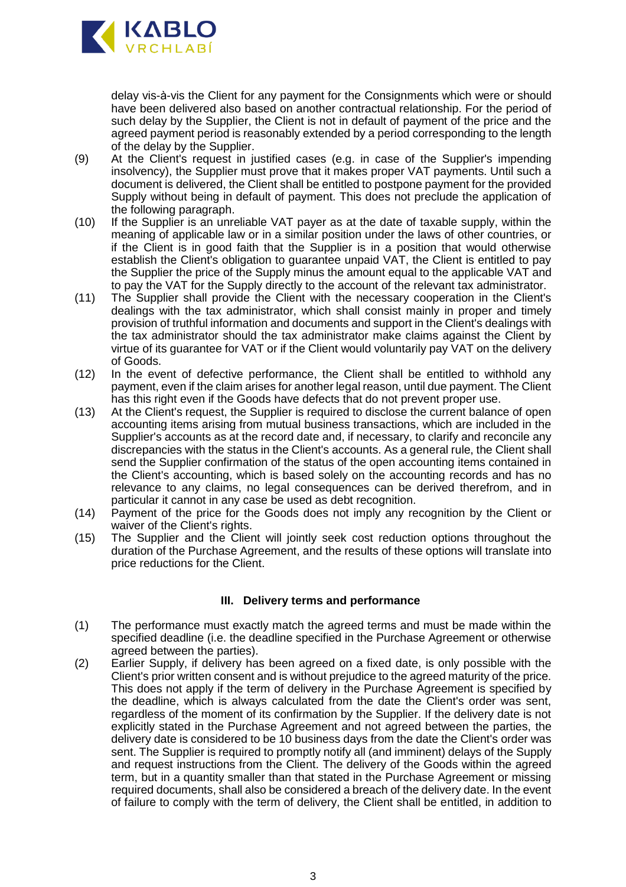delay vis-à-vis the Client for any payment for the Consignments which were or should have been delivered also based on another contractual relationship. For the period of such delay by the Supplier, the Client is not in default of payment of the price and the agreed payment period is reasonably extended by a period corresponding to the length of the delay by the Supplier.

(9) At the Client's request in justified cases (e.g. in case of the Supplier's impending insolvency), the Supplier must prove that it makes proper VAT payments. Until such a document is delivered, the Client shall be entitled to postpone payment for the provided Supply without being in default of payment. This does not preclude the application of the following paragraph.

(10) If the Supplier is an unreliable VAT payer as at the date of taxable supply, within the meaning of applicable law or in a similar position under the laws of other countries, or if the Client is in good faith that the Supplier is in a position that would otherwise establish the Client's obligation to guarantee unpaid VAT, the Client is entitled to pay the Supplier the price of the Supply minus the amount equal to the applicable VAT and to pay the VAT for the Supply directly to the account of the relevant tax administrator.

(11) The Supplier shall provide the Client with the necessary cooperation in the Client's dealings with the tax administrator, which shall consist mainly in proper and timely provision of truthful information and documents and support in the Client's dealings with the tax administrator should the tax administrator make claims against the Client by virtue of its guarantee for VAT or if the Client would voluntarily pay VAT on the delivery of Goods.

(12) In the event of defective performance, the Client shall be entitled to withhold any payment, even if the claim arises for another legal reason, until due payment. The Client has this right even if the Goods have defects that do not prevent proper use.

(13) At the Client's request, the Supplier is required to disclose the current balance of open accounting items arising from mutual business transactions, which are included in the Supplier's accounts as at the record date and, if necessary, to clarify and reconcile any discrepancies with the status in the Client's accounts. As a general rule, the Client shall send the Supplier confirmation of the status of the open accounting items contained in the Client's accounting, which is based solely on the accounting records and has no relevance to any claims, no legal consequences can be derived therefrom, and in particular it cannot in any case be used as debt recognition.

(14) Payment of the price for the Goods does not imply any recognition by the Client or waiver of the Client's rights.

(15) The Supplier and the Client will jointly seek cost reduction options throughout the duration of the Purchase Agreement, and the results of these options will translate into price reductions for the Client.

## III. Delivery terms and performance

(1) The performance must exactly match the agreed terms and must be made within the specified deadline (i.e. the deadline specified in the Purchase Agreement or otherwise agreed between the parties).

(2) Earlier Supply, if delivery has been agreed on a fixed date, is only possible with the Client's prior written consent and is without prejudice to the agreed maturity of the price. This does not apply if the term of delivery in the Purchase Agreement is specified by the deadline, which is always calculated from the date the Client's order was sent, regardless of the moment of its confirmation by the Supplier. If the delivery date is not explicitly stated in the Purchase Agreement and not agreed between the parties, the delivery date is considered to be 10 business days from the date the Client's order was sent. The Supplier is required to promptly notify all (and imminent) delays of the Supply and request instructions from the Client. The delivery of the Goods within the agreed term, but in a quantity smaller than that stated in the Purchase Agreement or missing required documents, shall also be considered a breach of the delivery date. In the event of failure to comply with the term of delivery, the Client shall be entitled, in addition to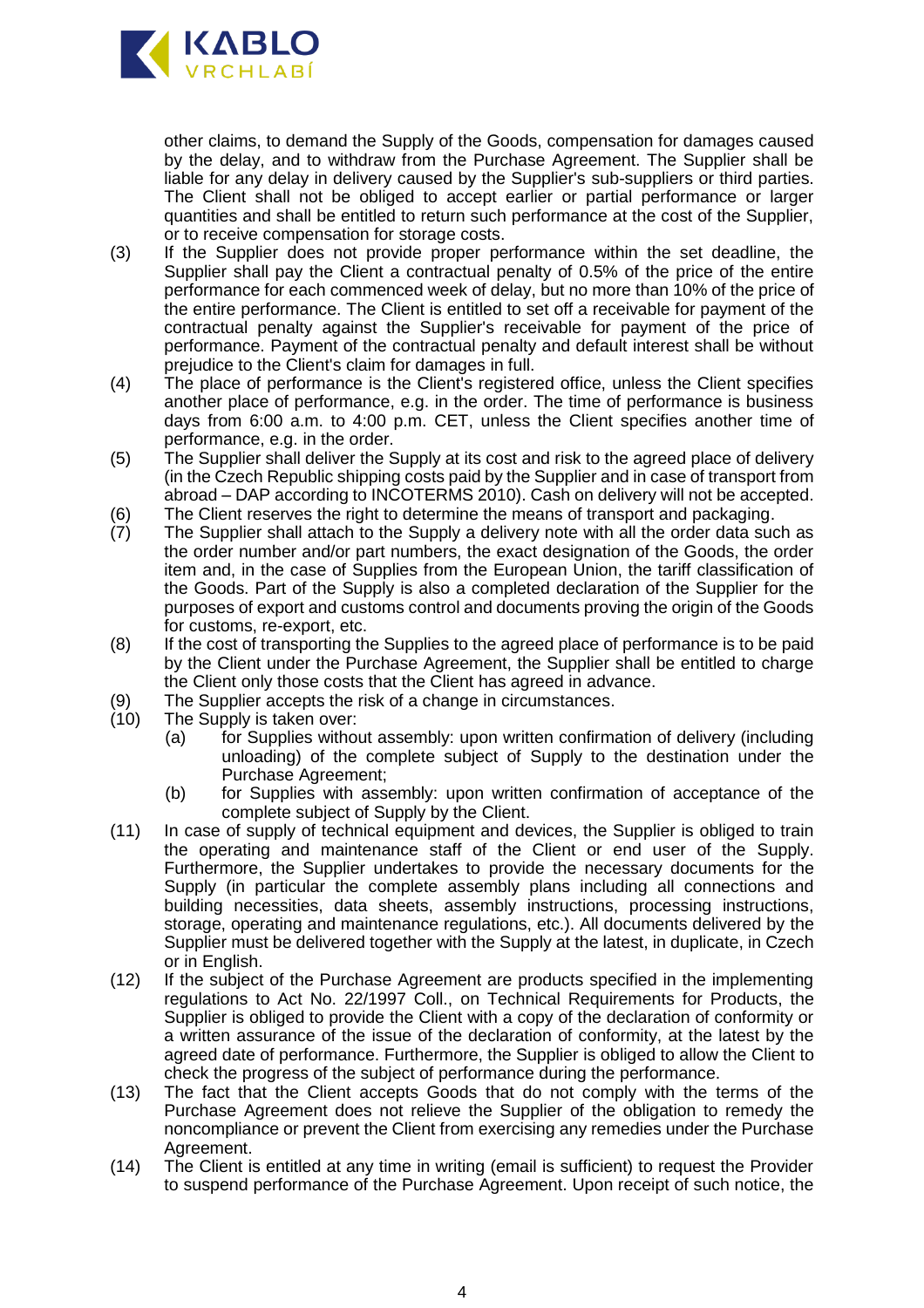other claims, to demand the Supply of the Goods, compensation for damages caused by the delay, and to withdraw from the Purchase Agreement. The Supplier shall be liable for any delay in delivery caused by the Supplier's sub-suppliers or third parties. The Client shall not be obliged to accept earlier or partial performance or larger quantities and shall be entitled to return such performance at the cost of the Supplier, or to receive compensation for storage costs.

(3) If the Supplier does not provide proper performance within the set deadline, the Supplier shall pay the Client a contractual penalty of 0.5% of the price of the entire performance for each commenced week of delay, but no more than 10% of the price of the entire performance. The Client is entitled to set off a receivable for payment of the contractual penalty against the Supplier's receivable for payment of the price of performance. Payment of the contractual penalty and default interest shall be without prejudice to the Client's claim for damages in full.

(4) The place of performance is the Client's registered office, unless the Client specifies another place of performance, e.g. in the order. The time of performance is business days from 6:00 a.m. to 4:00 p.m. CET, unless the Client specifies another time of performance, e.g. in the order.

(5) The Supplier shall deliver the Supply at its cost and risk to the agreed place of delivery (in the Czech Republic shipping costs paid by the Supplier and in case of transport from abroad – DAP according to INCOTERMS 2010). Cash on delivery will not be accepted.

(6) The Client reserves the right to determine the means of transport and packaging.

(7) The Supplier shall attach to the Supply a delivery note with all the order data such as the order number and/or part numbers, the exact designation of the Goods, the order item and, in the case of Supplies from the European Union, the tariff classification of the Goods. Part of the Supply is also a completed declaration of the Supplier for the purposes of export and customs control and documents proving the origin of the Goods for customs, re-export, etc.

(8) If the cost of transporting the Supplies to the agreed place of performance is to be paid by the Client under the Purchase Agreement, the Supplier shall be entitled to charge the Client only those costs that the Client has agreed in advance.

(9) The Supplier accepts the risk of a change in circumstances.

(10) The Supply is taken over:
   (a) for Supplies without assembly: upon written confirmation of delivery (including unloading) of the complete subject of Supply to the destination under the Purchase Agreement;
   (b) for Supplies with assembly: upon written confirmation of acceptance of the complete subject of Supply by the Client.

(11) In case of supply of technical equipment and devices, the Supplier is obliged to train the operating and maintenance staff of the Client or end user of the Supply. Furthermore, the Supplier undertakes to provide the necessary documents for the Supply (in particular the complete assembly plans including all connections and building necessities, data sheets, assembly instructions, processing instructions, storage, operating and maintenance regulations, etc.). All documents delivered by the Supplier must be delivered together with the Supply at the latest, in duplicate, in Czech or in English.

(12) If the subject of the Purchase Agreement are products specified in the implementing regulations to Act No. 22/1997 Coll., on Technical Requirements for Products, the Supplier is obliged to provide the Client with a copy of the declaration of conformity or a written assurance of the issue of the declaration of conformity, at the latest by the agreed date of performance. Furthermore, the Supplier is obliged to allow the Client to check the progress of the subject of performance during the performance.

(13) The fact that the Client accepts Goods that do not comply with the terms of the Purchase Agreement does not relieve the Supplier of the obligation to remedy the noncompliance or prevent the Client from exercising any remedies under the Purchase Agreement.

(14) The Client is entitled at any time in writing (email is sufficient) to request the Provider to suspend performance of the Purchase Agreement. Upon receipt of such notice, the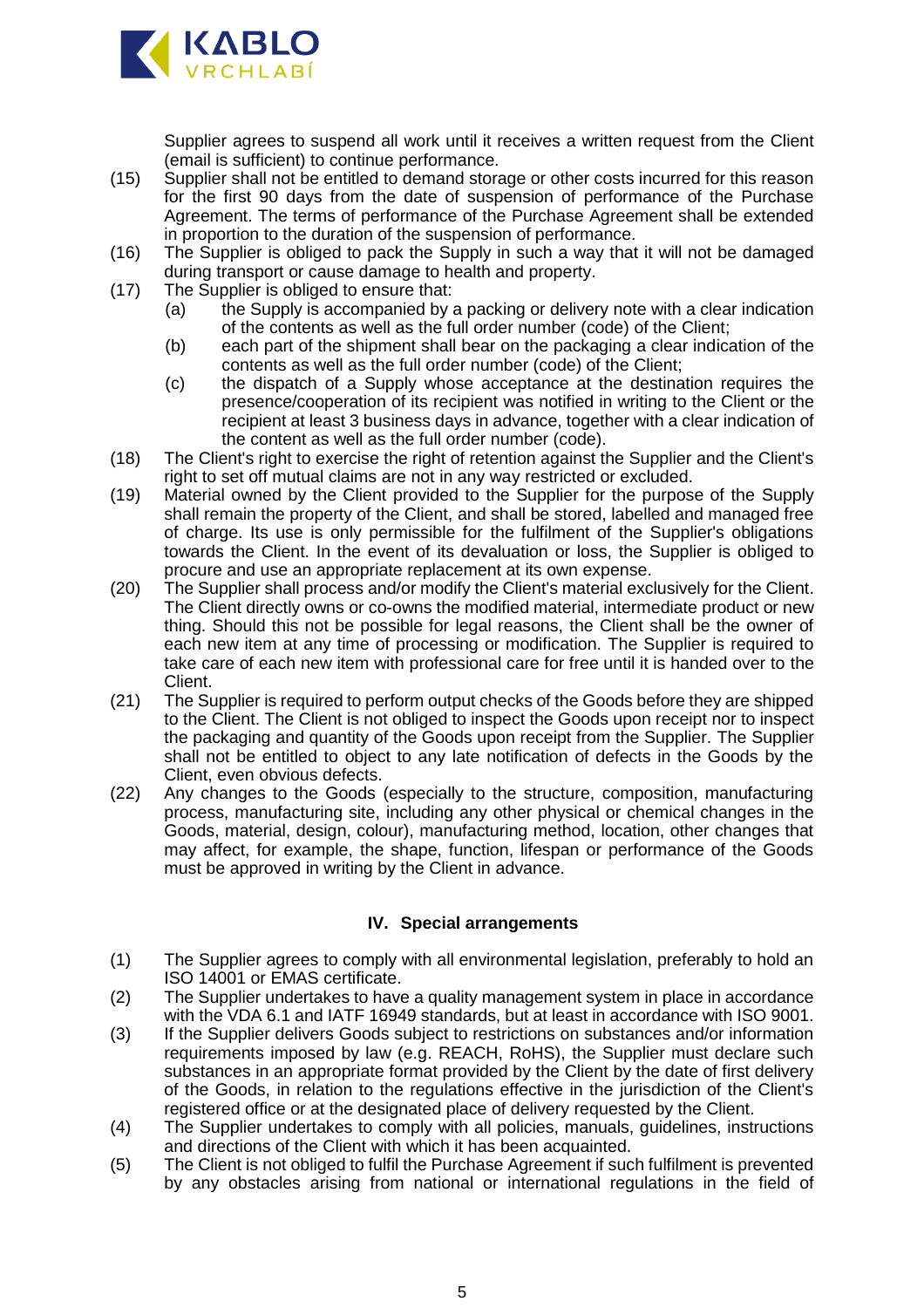Supplier agrees to suspend all work until it receives a written request from the Client (email is sufficient) to continue performance.

(15) Supplier shall not be entitled to demand storage or other costs incurred for this reason for the first 90 days from the date of suspension of performance of the Purchase Agreement. The terms of performance of the Purchase Agreement shall be extended in proportion to the duration of the suspension of performance.

(16) The Supplier is obliged to pack the Supply in such a way that it will not be damaged during transport or cause damage to health and property.

(17) The Supplier is obliged to ensure that:

- (a) the Supply is accompanied by a packing or delivery note with a clear indication of the contents as well as the full order number (code) of the Client;
- (b) each part of the shipment shall bear on the packaging a clear indication of the contents as well as the full order number (code) of the Client;
- (c) the dispatch of a Supply whose acceptance at the destination requires the presence/cooperation of its recipient was notified in writing to the Client or the recipient at least 3 business days in advance, together with a clear indication of the content as well as the full order number (code).

(18) The Client's right to exercise the right of retention against the Supplier and the Client's right to set off mutual claims are not in any way restricted or excluded.

(19) Material owned by the Client provided to the Supplier for the purpose of the Supply shall remain the property of the Client, and shall be stored, labelled and managed free of charge. Its use is only permissible for the fulfilment of the Supplier's obligations towards the Client. In the event of its devaluation or loss, the Supplier is obliged to procure and use an appropriate replacement at its own expense.

(20) The Supplier shall process and/or modify the Client's material exclusively for the Client. The Client directly owns or co-owns the modified material, intermediate product or new thing. Should this not be possible for legal reasons, the Client shall be the owner of each new item at any time of processing or modification. The Supplier is required to take care of each new item with professional care for free until it is handed over to the Client.

(21) The Supplier is required to perform output checks of the Goods before they are shipped to the Client. The Client is not obliged to inspect the Goods upon receipt nor to inspect the packaging and quantity of the Goods upon receipt from the Supplier. The Supplier shall not be entitled to object to any late notification of defects in the Goods by the Client, even obvious defects.

(22) Any changes to the Goods (especially to the structure, composition, manufacturing process, manufacturing site, including any other physical or chemical changes in the Goods, material, design, colour), manufacturing method, location, other changes that may affect, for example, the shape, function, lifespan or performance of the Goods must be approved in writing by the Client in advance.

## IV. Special arrangements

(1) The Supplier agrees to comply with all environmental legislation, preferably to hold an ISO 14001 or EMAS certificate.

(2) The Supplier undertakes to have a quality management system in place in accordance with the VDA 6.1 and IATF 16949 standards, but at least in accordance with ISO 9001.

(3) If the Supplier delivers Goods subject to restrictions on substances and/or information requirements imposed by law (e.g. REACH, RoHS), the Supplier must declare such substances in an appropriate format provided by the Client by the date of first delivery of the Goods, in relation to the regulations effective in the jurisdiction of the Client's registered office or at the designated place of delivery requested by the Client.

(4) The Supplier undertakes to comply with all policies, manuals, guidelines, instructions and directions of the Client with which it has been acquainted.

(5) The Client is not obliged to fulfil the Purchase Agreement if such fulfilment is prevented by any obstacles arising from national or international regulations in the field of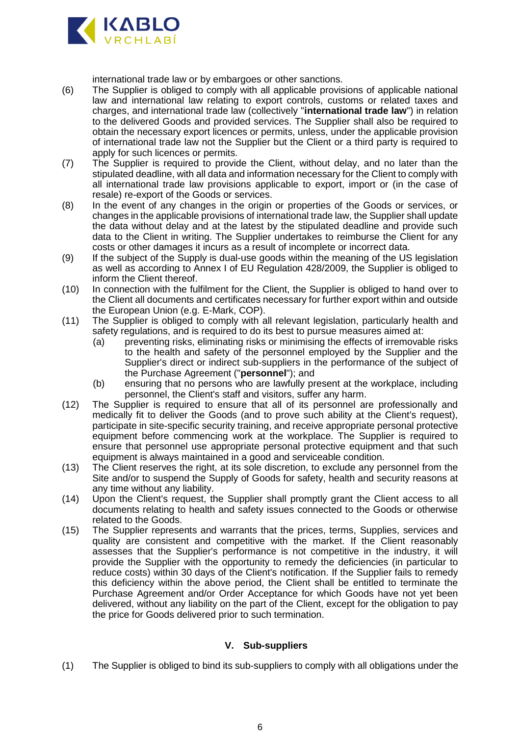international trade law or by embargoes or other sanctions.

(6) The Supplier is obliged to comply with all applicable provisions of applicable national law and international law relating to export controls, customs or related taxes and charges, and international trade law (collectively "**international trade law**") in relation to the delivered Goods and provided services. The Supplier shall also be required to obtain the necessary export licences or permits, unless, under the applicable provision of international trade law not the Supplier but the Client or a third party is required to apply for such licences or permits.

(7) The Supplier is required to provide the Client, without delay, and no later than the stipulated deadline, with all data and information necessary for the Client to comply with all international trade law provisions applicable to export, import or (in the case of resale) re-export of the Goods or services.

(8) In the event of any changes in the origin or properties of the Goods or services, or changes in the applicable provisions of international trade law, the Supplier shall update the data without delay and at the latest by the stipulated deadline and provide such data to the Client in writing. The Supplier undertakes to reimburse the Client for any costs or other damages it incurs as a result of incomplete or incorrect data.

(9) If the subject of the Supply is dual-use goods within the meaning of the US legislation as well as according to Annex I of EU Regulation 428/2009, the Supplier is obliged to inform the Client thereof.

(10) In connection with the fulfilment for the Client, the Supplier is obliged to hand over to the Client all documents and certificates necessary for further export within and outside the European Union (e.g. E-Mark, COP).

(11) The Supplier is obliged to comply with all relevant legislation, particularly health and safety regulations, and is required to do its best to pursue measures aimed at:
   (a) preventing risks, eliminating risks or minimising the effects of irremovable risks to the health and safety of the personnel employed by the Supplier and the Supplier's direct or indirect sub-suppliers in the performance of the subject of the Purchase Agreement ("**personnel**"); and
   (b) ensuring that no persons who are lawfully present at the workplace, including personnel, the Client's staff and visitors, suffer any harm.

(12) The Supplier is required to ensure that all of its personnel are professionally and medically fit to deliver the Goods (and to prove such ability at the Client's request), participate in site-specific security training, and receive appropriate personal protective equipment before commencing work at the workplace. The Supplier is required to ensure that personnel use appropriate personal protective equipment and that such equipment is always maintained in a good and serviceable condition.

(13) The Client reserves the right, at its sole discretion, to exclude any personnel from the Site and/or to suspend the Supply of Goods for safety, health and security reasons at any time without any liability.

(14) Upon the Client's request, the Supplier shall promptly grant the Client access to all documents relating to health and safety issues connected to the Goods or otherwise related to the Goods.

(15) The Supplier represents and warrants that the prices, terms, Supplies, services and quality are consistent and competitive with the market. If the Client reasonably assesses that the Supplier's performance is not competitive in the industry, it will provide the Supplier with the opportunity to remedy the deficiencies (in particular to reduce costs) within 30 days of the Client's notification. If the Supplier fails to remedy this deficiency within the above period, the Client shall be entitled to terminate the Purchase Agreement and/or Order Acceptance for which Goods have not yet been delivered, without any liability on the part of the Client, except for the obligation to pay the price for Goods delivered prior to such termination.

## V. Sub-suppliers

(1) The Supplier is obliged to bind its sub-suppliers to comply with all obligations under the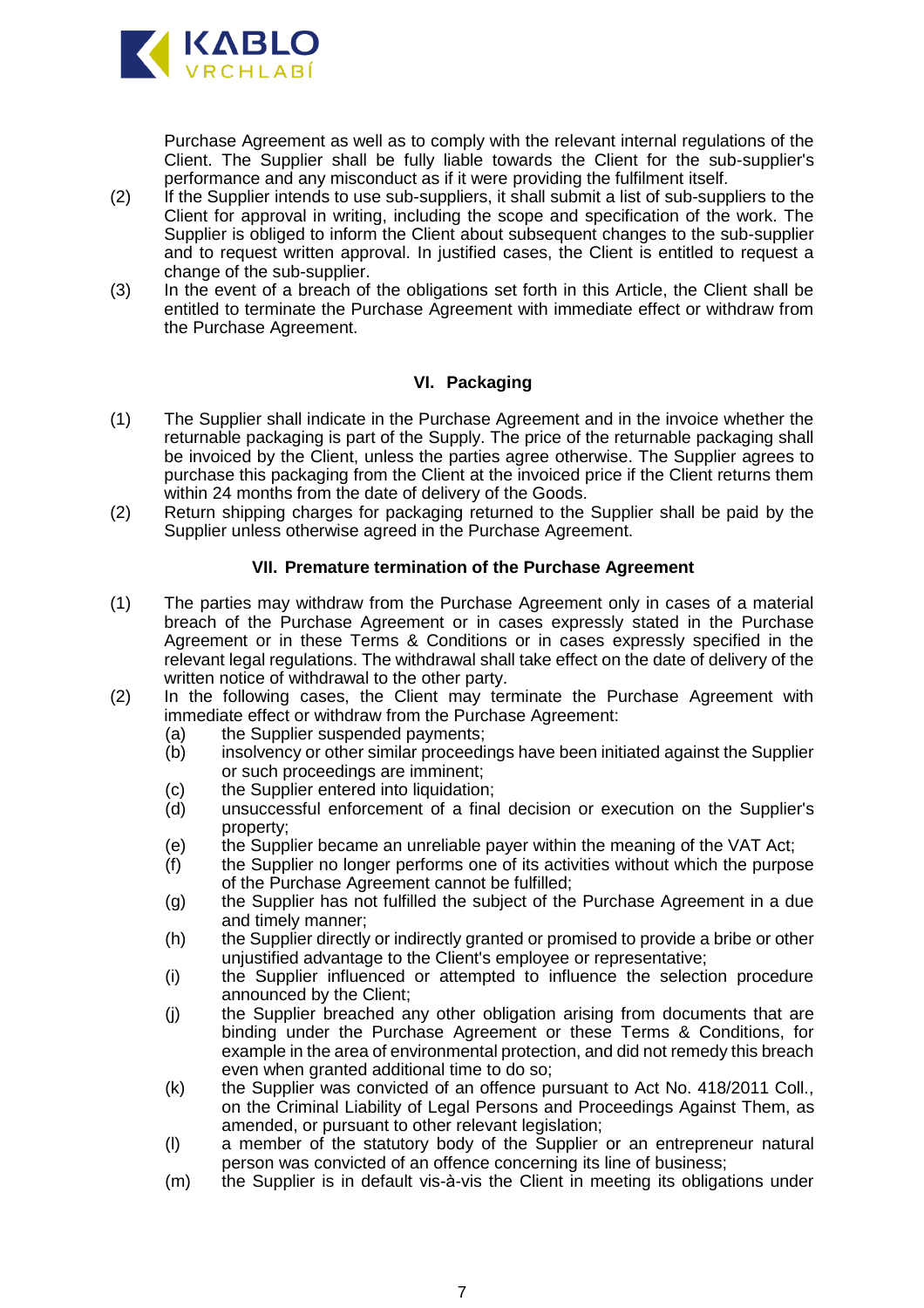Purchase Agreement as well as to comply with the relevant internal regulations of the Client. The Supplier shall be fully liable towards the Client for the sub-supplier's performance and any misconduct as if it were providing the fulfilment itself.

(2) If the Supplier intends to use sub-suppliers, it shall submit a list of sub-suppliers to the Client for approval in writing, including the scope and specification of the work. The Supplier is obliged to inform the Client about subsequent changes to the sub-supplier and to request written approval. In justified cases, the Client is entitled to request a change of the sub-supplier.

(3) In the event of a breach of the obligations set forth in this Article, the Client shall be entitled to terminate the Purchase Agreement with immediate effect or withdraw from the Purchase Agreement.

## VI. Packaging

(1) The Supplier shall indicate in the Purchase Agreement and in the invoice whether the returnable packaging is part of the Supply. The price of the returnable packaging shall be invoiced by the Client, unless the parties agree otherwise. The Supplier agrees to purchase this packaging from the Client at the invoiced price if the Client returns them within 24 months from the date of delivery of the Goods.

(2) Return shipping charges for packaging returned to the Supplier shall be paid by the Supplier unless otherwise agreed in the Purchase Agreement.

## VII. Premature termination of the Purchase Agreement

(1) The parties may withdraw from the Purchase Agreement only in cases of a material breach of the Purchase Agreement or in cases expressly stated in the Purchase Agreement or in these Terms & Conditions or in cases expressly specified in the relevant legal regulations. The withdrawal shall take effect on the date of delivery of the written notice of withdrawal to the other party.

(2) In the following cases, the Client may terminate the Purchase Agreement with immediate effect or withdraw from the Purchase Agreement:

- (a) the Supplier suspended payments;
- (b) insolvency or other similar proceedings have been initiated against the Supplier or such proceedings are imminent;
- (c) the Supplier entered into liquidation;
- (d) unsuccessful enforcement of a final decision or execution on the Supplier's property;
- (e) the Supplier became an unreliable payer within the meaning of the VAT Act;
- (f) the Supplier no longer performs one of its activities without which the purpose of the Purchase Agreement cannot be fulfilled;
- (g) the Supplier has not fulfilled the subject of the Purchase Agreement in a due and timely manner;
- (h) the Supplier directly or indirectly granted or promised to provide a bribe or other unjustified advantage to the Client's employee or representative;
- (i) the Supplier influenced or attempted to influence the selection procedure announced by the Client;
- (j) the Supplier breached any other obligation arising from documents that are binding under the Purchase Agreement or these Terms & Conditions, for example in the area of environmental protection, and did not remedy this breach even when granted additional time to do so;
- (k) the Supplier was convicted of an offence pursuant to Act No. 418/2011 Coll., on the Criminal Liability of Legal Persons and Proceedings Against Them, as amended, or pursuant to other relevant legislation;
- (l) a member of the statutory body of the Supplier or an entrepreneur natural person was convicted of an offence concerning its line of business;
- (m) the Supplier is in default vis-à-vis the Client in meeting its obligations under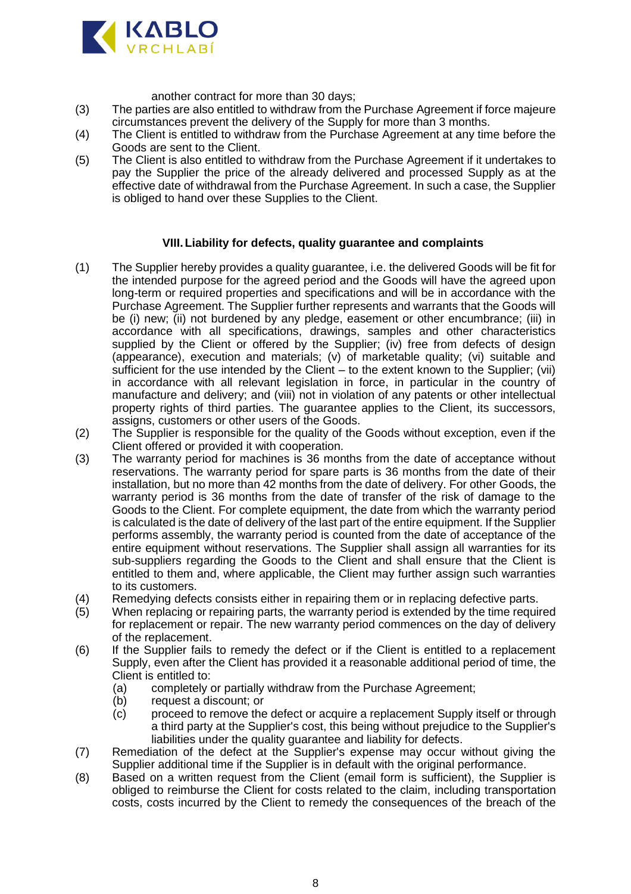another contract for more than 30 days;

(3) The parties are also entitled to withdraw from the Purchase Agreement if force majeure circumstances prevent the delivery of the Supply for more than 3 months.

(4) The Client is entitled to withdraw from the Purchase Agreement at any time before the Goods are sent to the Client.

(5) The Client is also entitled to withdraw from the Purchase Agreement if it undertakes to pay the Supplier the price of the already delivered and processed Supply as at the effective date of withdrawal from the Purchase Agreement. In such a case, the Supplier is obliged to hand over these Supplies to the Client.

## VIII. Liability for defects, quality guarantee and complaints

(1) The Supplier hereby provides a quality guarantee, i.e. the delivered Goods will be fit for the intended purpose for the agreed period and the Goods will have the agreed upon long-term or required properties and specifications and will be in accordance with the Purchase Agreement. The Supplier further represents and warrants that the Goods will be (i) new; (ii) not burdened by any pledge, easement or other encumbrance; (iii) in accordance with all specifications, drawings, samples and other characteristics supplied by the Client or offered by the Supplier; (iv) free from defects of design (appearance), execution and materials; (v) of marketable quality; (vi) suitable and sufficient for the use intended by the Client – to the extent known to the Supplier; (vii) in accordance with all relevant legislation in force, in particular in the country of manufacture and delivery; and (viii) not in violation of any patents or other intellectual property rights of third parties. The guarantee applies to the Client, its successors, assigns, customers or other users of the Goods.

(2) The Supplier is responsible for the quality of the Goods without exception, even if the Client offered or provided it with cooperation.

(3) The warranty period for machines is 36 months from the date of acceptance without reservations. The warranty period for spare parts is 36 months from the date of their installation, but no more than 42 months from the date of delivery. For other Goods, the warranty period is 36 months from the date of transfer of the risk of damage to the Goods to the Client. For complete equipment, the date from which the warranty period is calculated is the date of delivery of the last part of the entire equipment. If the Supplier performs assembly, the warranty period is counted from the date of acceptance of the entire equipment without reservations. The Supplier shall assign all warranties for its sub-suppliers regarding the Goods to the Client and shall ensure that the Client is entitled to them and, where applicable, the Client may further assign such warranties to its customers.

(4) Remedying defects consists either in repairing them or in replacing defective parts.

(5) When replacing or repairing parts, the warranty period is extended by the time required for replacement or repair. The new warranty period commences on the day of delivery of the replacement.

(6) If the Supplier fails to remedy the defect or if the Client is entitled to a replacement Supply, even after the Client has provided it a reasonable additional period of time, the Client is entitled to:

   (a) completely or partially withdraw from the Purchase Agreement;
   (b) request a discount; or
   (c) proceed to remove the defect or acquire a replacement Supply itself or through a third party at the Supplier's cost, this being without prejudice to the Supplier's liabilities under the quality guarantee and liability for defects.

(7) Remediation of the defect at the Supplier's expense may occur without giving the Supplier additional time if the Supplier is in default with the original performance.

(8) Based on a written request from the Client (email form is sufficient), the Supplier is obliged to reimburse the Client for costs related to the claim, including transportation costs, costs incurred by the Client to remedy the consequences of the breach of the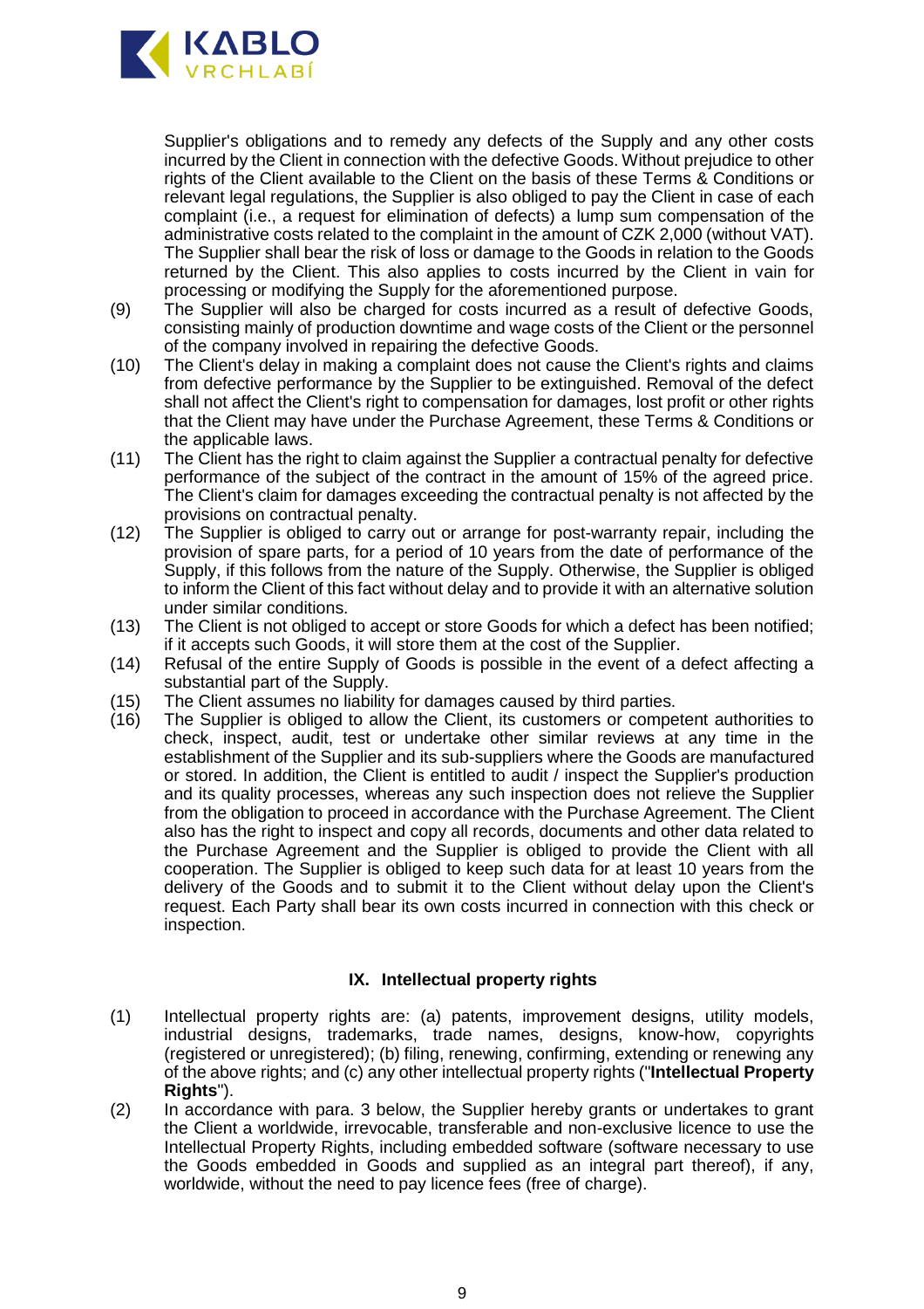Supplier's obligations and to remedy any defects of the Supply and any other costs incurred by the Client in connection with the defective Goods. Without prejudice to other rights of the Client available to the Client on the basis of these Terms & Conditions or relevant legal regulations, the Supplier is also obliged to pay the Client in case of each complaint (i.e., a request for elimination of defects) a lump sum compensation of the administrative costs related to the complaint in the amount of CZK 2,000 (without VAT). The Supplier shall bear the risk of loss or damage to the Goods in relation to the Goods returned by the Client. This also applies to costs incurred by the Client in vain for processing or modifying the Supply for the aforementioned purpose.

(9) The Supplier will also be charged for costs incurred as a result of defective Goods, consisting mainly of production downtime and wage costs of the Client or the personnel of the company involved in repairing the defective Goods.

(10) The Client's delay in making a complaint does not cause the Client's rights and claims from defective performance by the Supplier to be extinguished. Removal of the defect shall not affect the Client's right to compensation for damages, lost profit or other rights that the Client may have under the Purchase Agreement, these Terms & Conditions or the applicable laws.

(11) The Client has the right to claim against the Supplier a contractual penalty for defective performance of the subject of the contract in the amount of 15% of the agreed price. The Client's claim for damages exceeding the contractual penalty is not affected by the provisions on contractual penalty.

(12) The Supplier is obliged to carry out or arrange for post-warranty repair, including the provision of spare parts, for a period of 10 years from the date of performance of the Supply, if this follows from the nature of the Supply. Otherwise, the Supplier is obliged to inform the Client of this fact without delay and to provide it with an alternative solution under similar conditions.

(13) The Client is not obliged to accept or store Goods for which a defect has been notified; if it accepts such Goods, it will store them at the cost of the Supplier.

(14) Refusal of the entire Supply of Goods is possible in the event of a defect affecting a substantial part of the Supply.

(15) The Client assumes no liability for damages caused by third parties.

(16) The Supplier is obliged to allow the Client, its customers or competent authorities to check, inspect, audit, test or undertake other similar reviews at any time in the establishment of the Supplier and its sub-suppliers where the Goods are manufactured or stored. In addition, the Client is entitled to audit / inspect the Supplier's production and its quality processes, whereas any such inspection does not relieve the Supplier from the obligation to proceed in accordance with the Purchase Agreement. The Client also has the right to inspect and copy all records, documents and other data related to the Purchase Agreement and the Supplier is obliged to provide the Client with all cooperation. The Supplier is obliged to keep such data for at least 10 years from the delivery of the Goods and to submit it to the Client without delay upon the Client's request. Each Party shall bear its own costs incurred in connection with this check or inspection.

## IX. Intellectual property rights

(1) Intellectual property rights are: (a) patents, improvement designs, utility models, industrial designs, trademarks, trade names, designs, know-how, copyrights (registered or unregistered); (b) filing, renewing, confirming, extending or renewing any of the above rights; and (c) any other intellectual property rights ("**Intellectual Property Rights**").

(2) In accordance with para. 3 below, the Supplier hereby grants or undertakes to grant the Client a worldwide, irrevocable, transferable and non-exclusive licence to use the Intellectual Property Rights, including embedded software (software necessary to use the Goods embedded in Goods and supplied as an integral part thereof), if any, worldwide, without the need to pay licence fees (free of charge).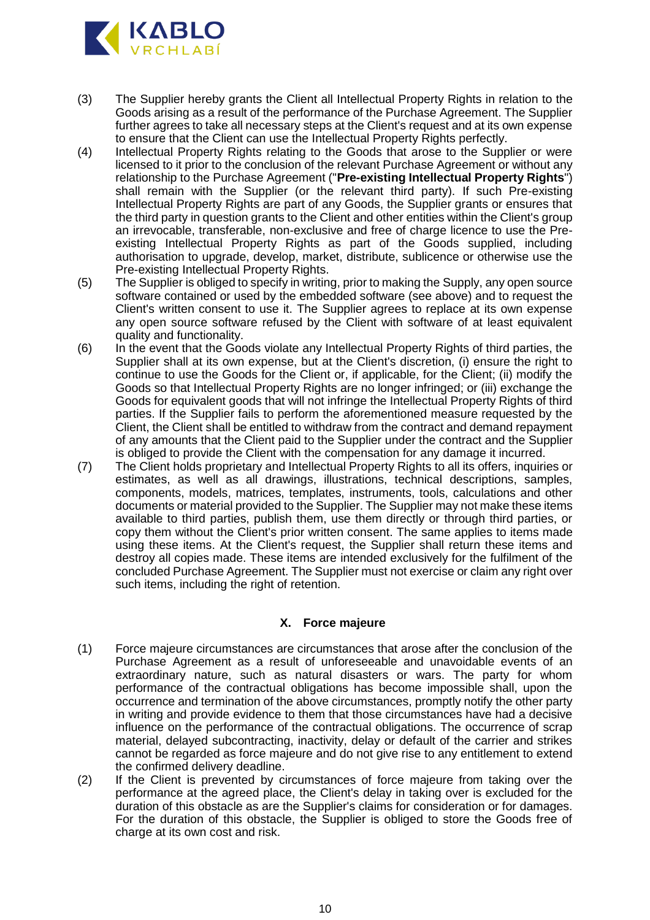(3) The Supplier hereby grants the Client all Intellectual Property Rights in relation to the Goods arising as a result of the performance of the Purchase Agreement. The Supplier further agrees to take all necessary steps at the Client's request and at its own expense to ensure that the Client can use the Intellectual Property Rights perfectly.

(4) Intellectual Property Rights relating to the Goods that arose to the Supplier or were licensed to it prior to the conclusion of the relevant Purchase Agreement or without any relationship to the Purchase Agreement ("**Pre-existing Intellectual Property Rights**") shall remain with the Supplier (or the relevant third party). If such Pre-existing Intellectual Property Rights are part of any Goods, the Supplier grants or ensures that the third party in question grants to the Client and other entities within the Client's group an irrevocable, transferable, non-exclusive and free of charge licence to use the Pre-existing Intellectual Property Rights as part of the Goods supplied, including authorisation to upgrade, develop, market, distribute, sublicence or otherwise use the Pre-existing Intellectual Property Rights.

(5) The Supplier is obliged to specify in writing, prior to making the Supply, any open source software contained or used by the embedded software (see above) and to request the Client's written consent to use it. The Supplier agrees to replace at its own expense any open source software refused by the Client with software of at least equivalent quality and functionality.

(6) In the event that the Goods violate any Intellectual Property Rights of third parties, the Supplier shall at its own expense, but at the Client's discretion, (i) ensure the right to continue to use the Goods for the Client or, if applicable, for the Client; (ii) modify the Goods so that Intellectual Property Rights are no longer infringed; or (iii) exchange the Goods for equivalent goods that will not infringe the Intellectual Property Rights of third parties. If the Supplier fails to perform the aforementioned measure requested by the Client, the Client shall be entitled to withdraw from the contract and demand repayment of any amounts that the Client paid to the Supplier under the contract and the Supplier is obliged to provide the Client with the compensation for any damage it incurred.

(7) The Client holds proprietary and Intellectual Property Rights to all its offers, inquiries or estimates, as well as all drawings, illustrations, technical descriptions, samples, components, models, matrices, templates, instruments, tools, calculations and other documents or material provided to the Supplier. The Supplier may not make these items available to third parties, publish them, use them directly or through third parties, or copy them without the Client's prior written consent. The same applies to items made using these items. At the Client's request, the Supplier shall return these items and destroy all copies made. These items are intended exclusively for the fulfilment of the concluded Purchase Agreement. The Supplier must not exercise or claim any right over such items, including the right of retention.

## X. Force majeure

(1) Force majeure circumstances are circumstances that arose after the conclusion of the Purchase Agreement as a result of unforeseeable and unavoidable events of an extraordinary nature, such as natural disasters or wars. The party for whom performance of the contractual obligations has become impossible shall, upon the occurrence and termination of the above circumstances, promptly notify the other party in writing and provide evidence to them that those circumstances have had a decisive influence on the performance of the contractual obligations. The occurrence of scrap material, delayed subcontracting, inactivity, delay or default of the carrier and strikes cannot be regarded as force majeure and do not give rise to any entitlement to extend the confirmed delivery deadline.

(2) If the Client is prevented by circumstances of force majeure from taking over the performance at the agreed place, the Client's delay in taking over is excluded for the duration of this obstacle as are the Supplier's claims for consideration or for damages. For the duration of this obstacle, the Supplier is obliged to store the Goods free of charge at its own cost and risk.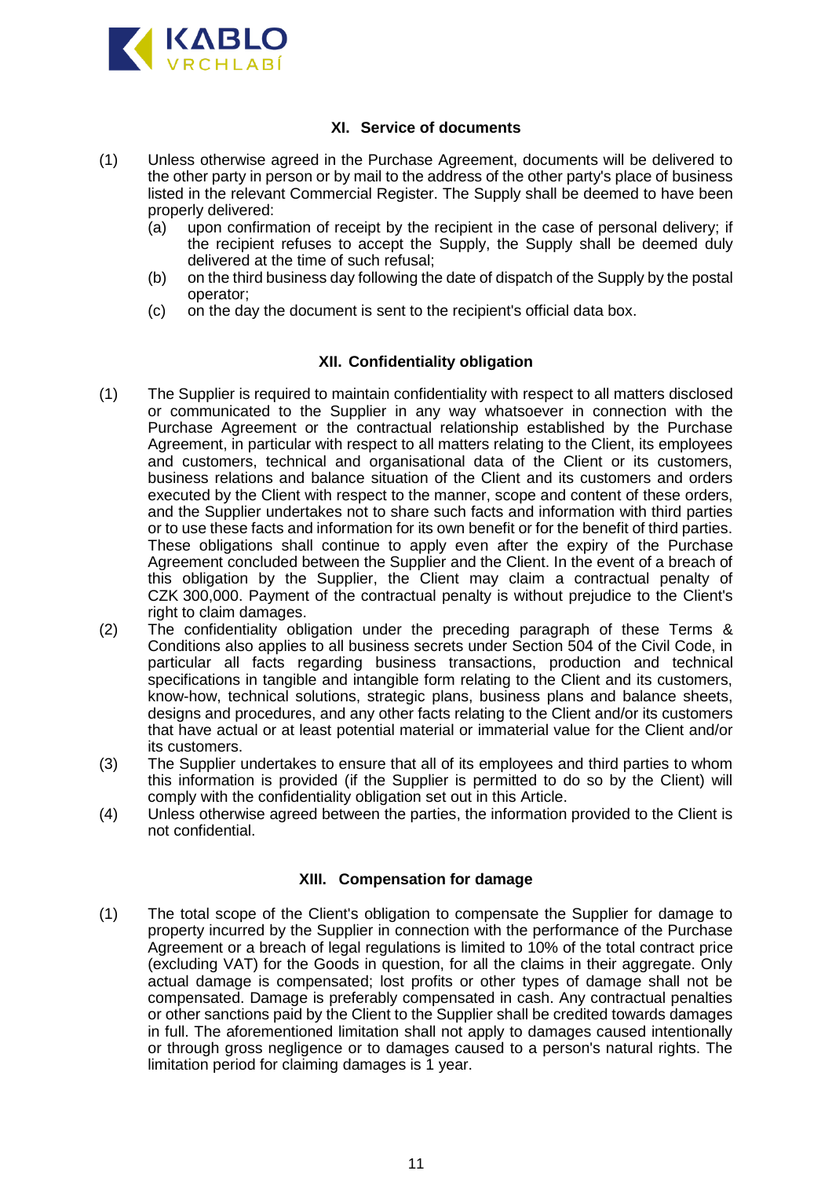## XI. Service of documents

(1) Unless otherwise agreed in the Purchase Agreement, documents will be delivered to the other party in person or by mail to the address of the other party's place of business listed in the relevant Commercial Register. The Supply shall be deemed to have been properly delivered:

- (a) upon confirmation of receipt by the recipient in the case of personal delivery; if the recipient refuses to accept the Supply, the Supply shall be deemed duly delivered at the time of such refusal;
- (b) on the third business day following the date of dispatch of the Supply by the postal operator;
- (c) on the day the document is sent to the recipient's official data box.

## XII. Confidentiality obligation

(1) The Supplier is required to maintain confidentiality with respect to all matters disclosed or communicated to the Supplier in any way whatsoever in connection with the Purchase Agreement or the contractual relationship established by the Purchase Agreement, in particular with respect to all matters relating to the Client, its employees and customers, technical and organisational data of the Client or its customers, business relations and balance situation of the Client and its customers and orders executed by the Client with respect to the manner, scope and content of these orders, and the Supplier undertakes not to share such facts and information with third parties or to use these facts and information for its own benefit or for the benefit of third parties. These obligations shall continue to apply even after the expiry of the Purchase Agreement concluded between the Supplier and the Client. In the event of a breach of this obligation by the Supplier, the Client may claim a contractual penalty of CZK 300,000. Payment of the contractual penalty is without prejudice to the Client's right to claim damages.

(2) The confidentiality obligation under the preceding paragraph of these Terms & Conditions also applies to all business secrets under Section 504 of the Civil Code, in particular all facts regarding business transactions, production and technical specifications in tangible and intangible form relating to the Client and its customers, know-how, technical solutions, strategic plans, business plans and balance sheets, designs and procedures, and any other facts relating to the Client and/or its customers that have actual or at least potential material or immaterial value for the Client and/or its customers.

(3) The Supplier undertakes to ensure that all of its employees and third parties to whom this information is provided (if the Supplier is permitted to do so by the Client) will comply with the confidentiality obligation set out in this Article.

(4) Unless otherwise agreed between the parties, the information provided to the Client is not confidential.

## XIII. Compensation for damage

(1) The total scope of the Client's obligation to compensate the Supplier for damage to property incurred by the Supplier in connection with the performance of the Purchase Agreement or a breach of legal regulations is limited to 10% of the total contract price (excluding VAT) for the Goods in question, for all the claims in their aggregate. Only actual damage is compensated; lost profits or other types of damage shall not be compensated. Damage is preferably compensated in cash. Any contractual penalties or other sanctions paid by the Client to the Supplier shall be credited towards damages in full. The aforementioned limitation shall not apply to damages caused intentionally or through gross negligence or to damages caused to a person's natural rights. The limitation period for claiming damages is 1 year.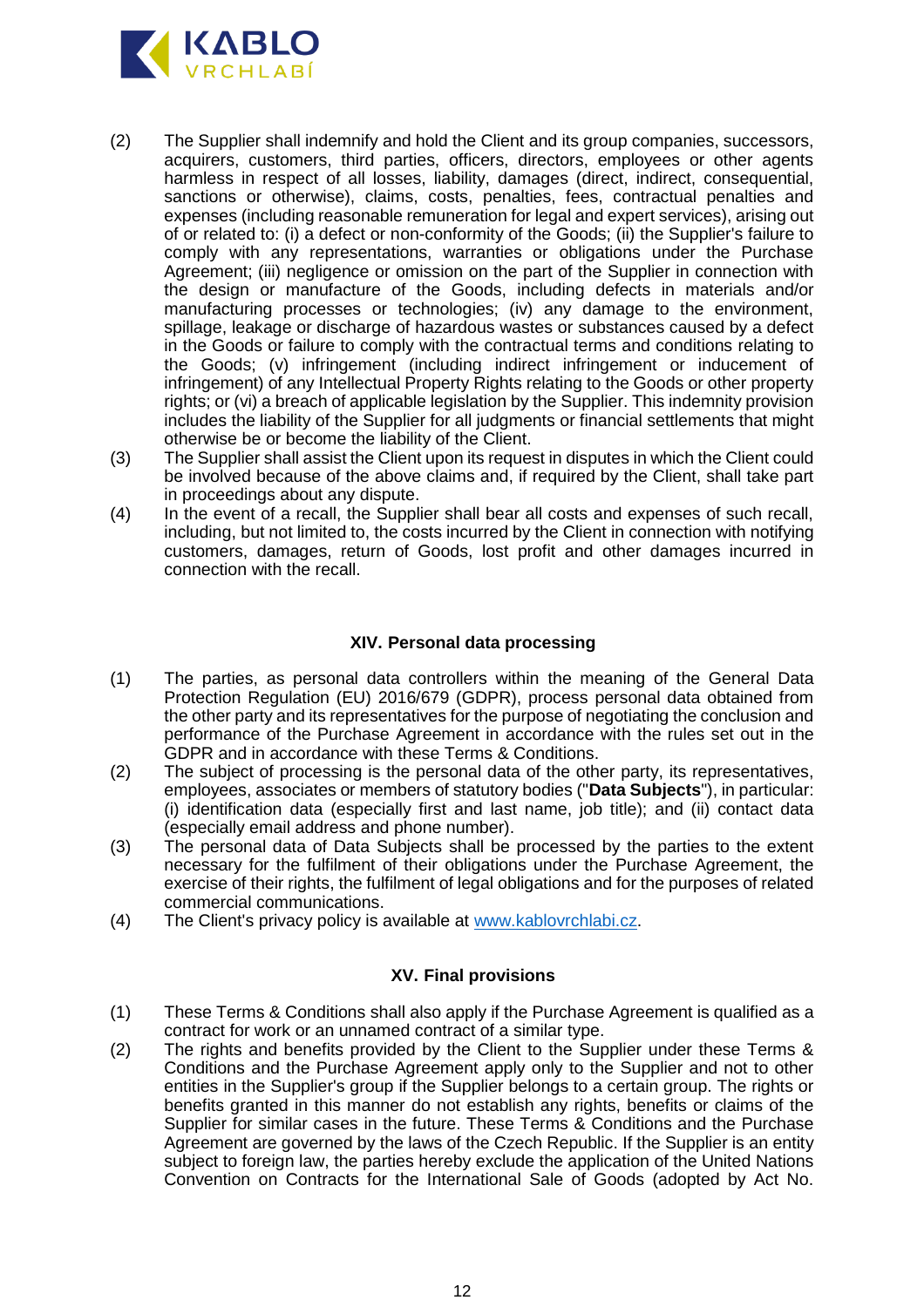(2) The Supplier shall indemnify and hold the Client and its group companies, successors, acquirers, customers, third parties, officers, directors, employees or other agents harmless in respect of all losses, liability, damages (direct, indirect, consequential, sanctions or otherwise), claims, costs, penalties, fees, contractual penalties and expenses (including reasonable remuneration for legal and expert services), arising out of or related to: (i) a defect or non-conformity of the Goods; (ii) the Supplier's failure to comply with any representations, warranties or obligations under the Purchase Agreement; (iii) negligence or omission on the part of the Supplier in connection with the design or manufacture of the Goods, including defects in materials and/or manufacturing processes or technologies; (iv) any damage to the environment, spillage, leakage or discharge of hazardous wastes or substances caused by a defect in the Goods or failure to comply with the contractual terms and conditions relating to the Goods; (v) infringement (including indirect infringement or inducement of infringement) of any Intellectual Property Rights relating to the Goods or other property rights; or (vi) a breach of applicable legislation by the Supplier. This indemnity provision includes the liability of the Supplier for all judgments or financial settlements that might otherwise be or become the liability of the Client.

(3) The Supplier shall assist the Client upon its request in disputes in which the Client could be involved because of the above claims and, if required by the Client, shall take part in proceedings about any dispute.

(4) In the event of a recall, the Supplier shall bear all costs and expenses of such recall, including, but not limited to, the costs incurred by the Client in connection with notifying customers, damages, return of Goods, lost profit and other damages incurred in connection with the recall.

## XIV. Personal data processing

(1) The parties, as personal data controllers within the meaning of the General Data Protection Regulation (EU) 2016/679 (GDPR), process personal data obtained from the other party and its representatives for the purpose of negotiating the conclusion and performance of the Purchase Agreement in accordance with the rules set out in the GDPR and in accordance with these Terms & Conditions.

(2) The subject of processing is the personal data of the other party, its representatives, employees, associates or members of statutory bodies ("**Data Subjects**"), in particular: (i) identification data (especially first and last name, job title); and (ii) contact data (especially email address and phone number).

(3) The personal data of Data Subjects shall be processed by the parties to the extent necessary for the fulfilment of their obligations under the Purchase Agreement, the exercise of their rights, the fulfilment of legal obligations and for the purposes of related commercial communications.

(4) The Client's privacy policy is available at [www.kablovrchlabi.cz](www.kablovrchlabi.cz).

## XV. Final provisions

(1) These Terms & Conditions shall also apply if the Purchase Agreement is qualified as a contract for work or an unnamed contract of a similar type.

(2) The rights and benefits provided by the Client to the Supplier under these Terms & Conditions and the Purchase Agreement apply only to the Supplier and not to other entities in the Supplier's group if the Supplier belongs to a certain group. The rights or benefits granted in this manner do not establish any rights, benefits or claims of the Supplier for similar cases in the future. These Terms & Conditions and the Purchase Agreement are governed by the laws of the Czech Republic. If the Supplier is an entity subject to foreign law, the parties hereby exclude the application of the United Nations Convention on Contracts for the International Sale of Goods (adopted by Act No.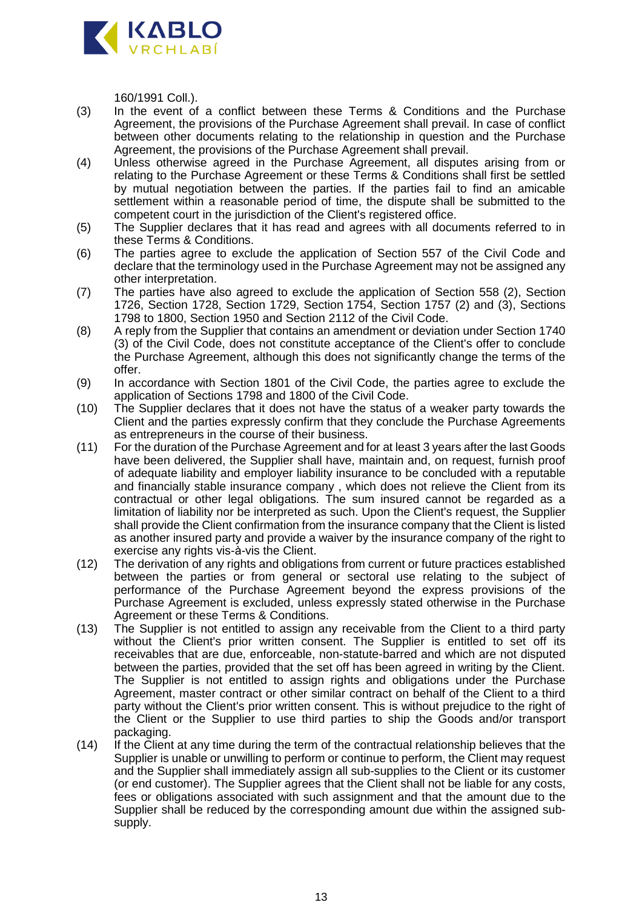160/1991 Coll.).

(3) In the event of a conflict between these Terms & Conditions and the Purchase Agreement, the provisions of the Purchase Agreement shall prevail. In case of conflict between other documents relating to the relationship in question and the Purchase Agreement, the provisions of the Purchase Agreement shall prevail.

(4) Unless otherwise agreed in the Purchase Agreement, all disputes arising from or relating to the Purchase Agreement or these Terms & Conditions shall first be settled by mutual negotiation between the parties. If the parties fail to find an amicable settlement within a reasonable period of time, the dispute shall be submitted to the competent court in the jurisdiction of the Client's registered office.

(5) The Supplier declares that it has read and agrees with all documents referred to in these Terms & Conditions.

(6) The parties agree to exclude the application of Section 557 of the Civil Code and declare that the terminology used in the Purchase Agreement may not be assigned any other interpretation.

(7) The parties have also agreed to exclude the application of Section 558 (2), Section 1726, Section 1728, Section 1729, Section 1754, Section 1757 (2) and (3), Sections 1798 to 1800, Section 1950 and Section 2112 of the Civil Code.

(8) A reply from the Supplier that contains an amendment or deviation under Section 1740 (3) of the Civil Code, does not constitute acceptance of the Client's offer to conclude the Purchase Agreement, although this does not significantly change the terms of the offer.

(9) In accordance with Section 1801 of the Civil Code, the parties agree to exclude the application of Sections 1798 and 1800 of the Civil Code.

(10) The Supplier declares that it does not have the status of a weaker party towards the Client and the parties expressly confirm that they conclude the Purchase Agreements as entrepreneurs in the course of their business.

(11) For the duration of the Purchase Agreement and for at least 3 years after the last Goods have been delivered, the Supplier shall have, maintain and, on request, furnish proof of adequate liability and employer liability insurance to be concluded with a reputable and financially stable insurance company , which does not relieve the Client from its contractual or other legal obligations. The sum insured cannot be regarded as a limitation of liability nor be interpreted as such. Upon the Client's request, the Supplier shall provide the Client confirmation from the insurance company that the Client is listed as another insured party and provide a waiver by the insurance company of the right to exercise any rights vis-à-vis the Client.

(12) The derivation of any rights and obligations from current or future practices established between the parties or from general or sectoral use relating to the subject of performance of the Purchase Agreement beyond the express provisions of the Purchase Agreement is excluded, unless expressly stated otherwise in the Purchase Agreement or these Terms & Conditions.

(13) The Supplier is not entitled to assign any receivable from the Client to a third party without the Client's prior written consent. The Supplier is entitled to set off its receivables that are due, enforceable, non-statute-barred and which are not disputed between the parties, provided that the set off has been agreed in writing by the Client. The Supplier is not entitled to assign rights and obligations under the Purchase Agreement, master contract or other similar contract on behalf of the Client to a third party without the Client's prior written consent. This is without prejudice to the right of the Client or the Supplier to use third parties to ship the Goods and/or transport packaging.

(14) If the Client at any time during the term of the contractual relationship believes that the Supplier is unable or unwilling to perform or continue to perform, the Client may request and the Supplier shall immediately assign all sub-supplies to the Client or its customer (or end customer). The Supplier agrees that the Client shall not be liable for any costs, fees or obligations associated with such assignment and that the amount due to the Supplier shall be reduced by the corresponding amount due within the assigned sub-supply.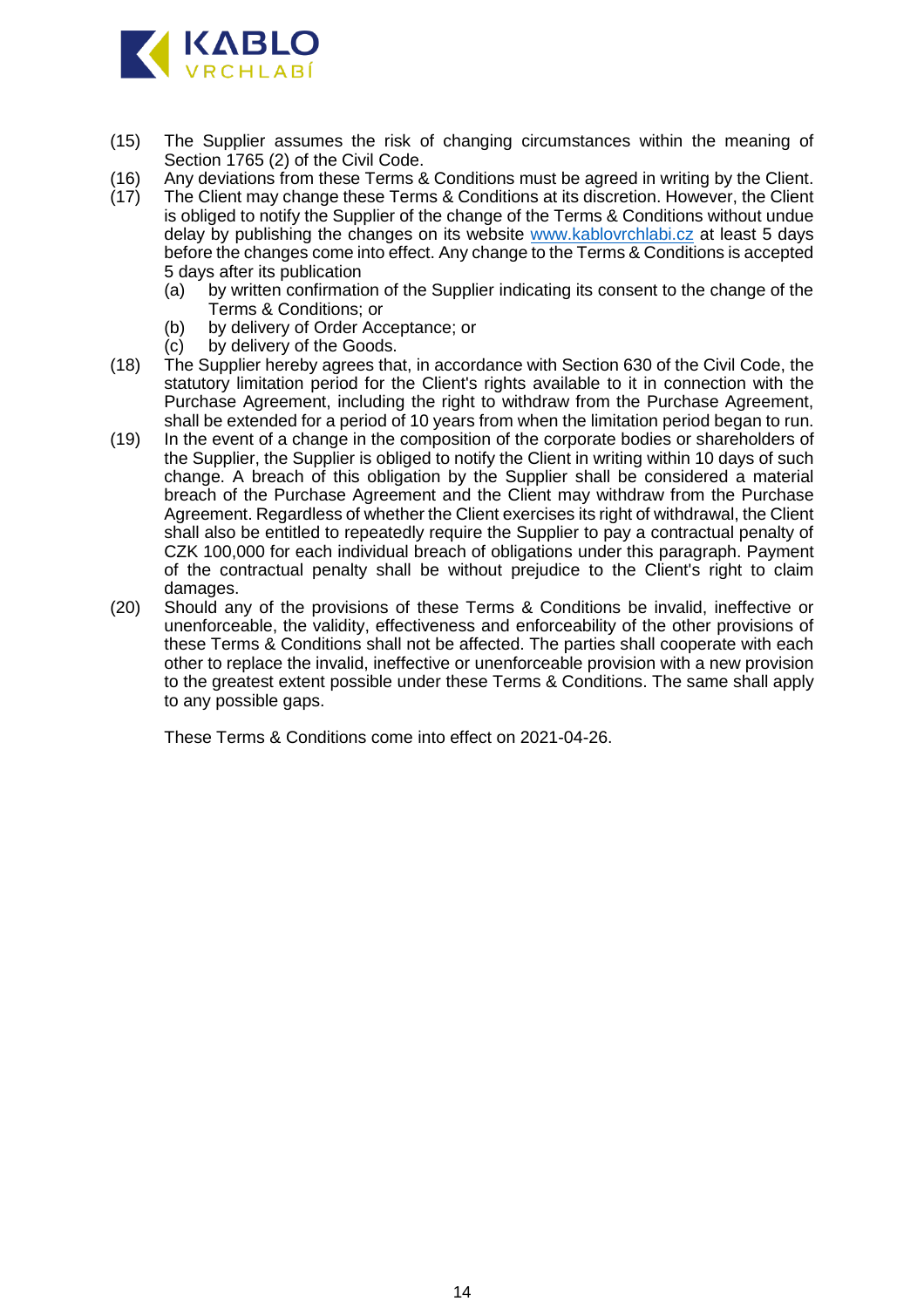(15) The Supplier assumes the risk of changing circumstances within the meaning of Section 1765 (2) of the Civil Code.

(16) Any deviations from these Terms & Conditions must be agreed in writing by the Client.

(17) The Client may change these Terms & Conditions at its discretion. However, the Client is obliged to notify the Supplier of the change of the Terms & Conditions without undue delay by publishing the changes on its website www.kablovrchlabi.cz at least 5 days before the changes come into effect. Any change to the Terms & Conditions is accepted 5 days after its publication

  (a) by written confirmation of the Supplier indicating its consent to the change of the Terms & Conditions; or

  (b) by delivery of Order Acceptance; or

  (c) by delivery of the Goods.

(18) The Supplier hereby agrees that, in accordance with Section 630 of the Civil Code, the statutory limitation period for the Client's rights available to it in connection with the Purchase Agreement, including the right to withdraw from the Purchase Agreement, shall be extended for a period of 10 years from when the limitation period began to run.

(19) In the event of a change in the composition of the corporate bodies or shareholders of the Supplier, the Supplier is obliged to notify the Client in writing within 10 days of such change. A breach of this obligation by the Supplier shall be considered a material breach of the Purchase Agreement and the Client may withdraw from the Purchase Agreement. Regardless of whether the Client exercises its right of withdrawal, the Client shall also be entitled to repeatedly require the Supplier to pay a contractual penalty of CZK 100,000 for each individual breach of obligations under this paragraph. Payment of the contractual penalty shall be without prejudice to the Client's right to claim damages.

(20) Should any of the provisions of these Terms & Conditions be invalid, ineffective or unenforceable, the validity, effectiveness and enforceability of the other provisions of these Terms & Conditions shall not be affected. The parties shall cooperate with each other to replace the invalid, ineffective or unenforceable provision with a new provision to the greatest extent possible under these Terms & Conditions. The same shall apply to any possible gaps.

These Terms & Conditions come into effect on 2021-04-26.